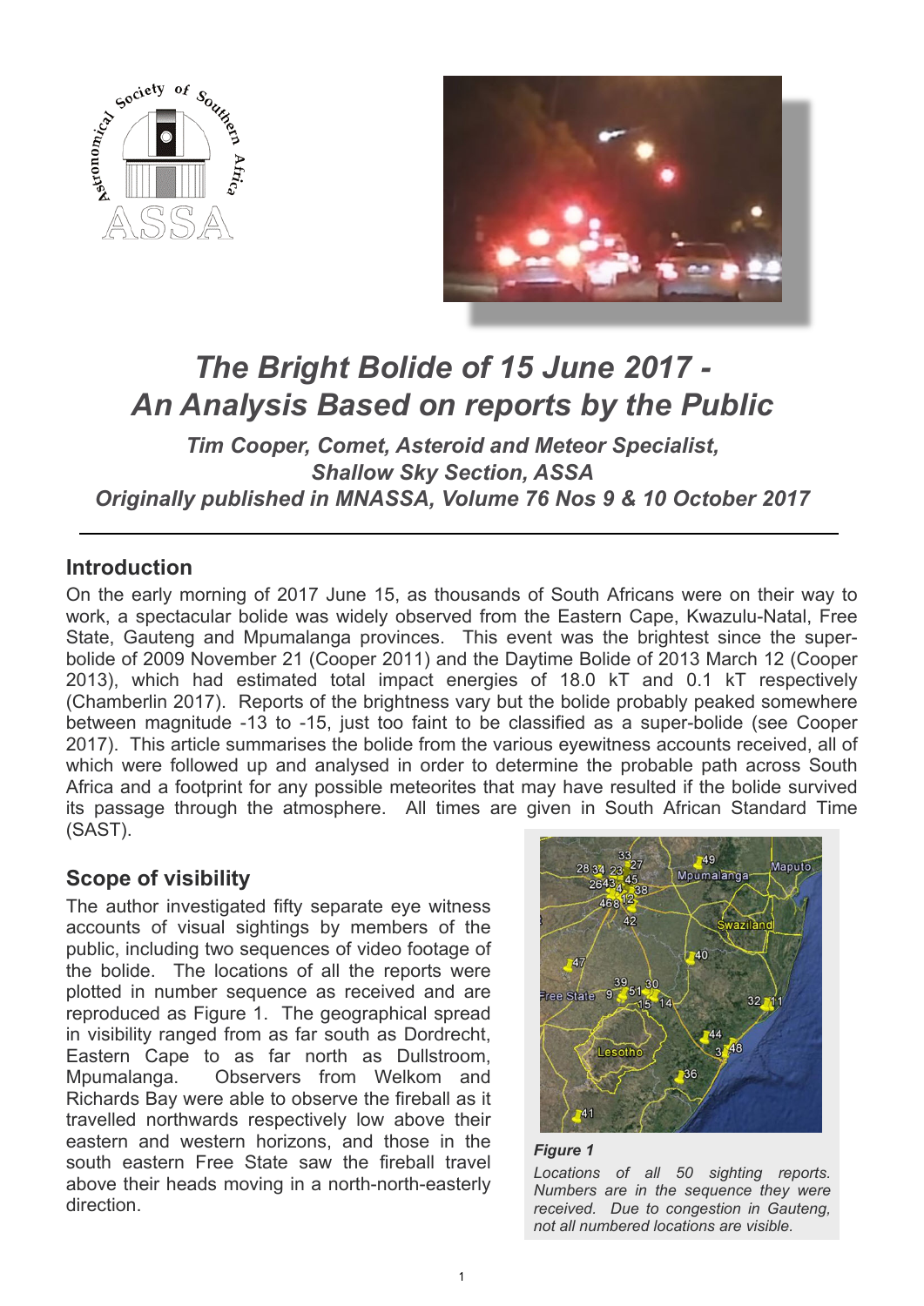# The Bright Bolide of 15 June 2017 - An Analysis Based on reports by the Public

***Tim Cooper, Comet, Asteroid and Meteor Specialist, Shallow Sky Section, ASSA***

***Originally published in MNASSA, Volume 76 Nos 9 & 10 October 2017***

---

## Introduction

On the early morning of 2017 June 15, as thousands of South Africans were on their way to work, a spectacular bolide was widely observed from the Eastern Cape, Kwazulu-Natal, Free State, Gauteng and Mpumalanga provinces. This event was the brightest since the super-bolide of 2009 November 21 (Cooper 2011) and the Daytime Bolide of 2013 March 12 (Cooper 2013), which had estimated total impact energies of 18.0 kT and 0.1 kT respectively (Chamberlin 2017). Reports of the brightness vary but the bolide probably peaked somewhere between magnitude -13 to -15, just too faint to be classified as a super-bolide (see Cooper 2017). This article summarises the bolide from the various eyewitness accounts received, all of which were followed up and analysed in order to determine the probable path across South Africa and a footprint for any possible meteorites that may have resulted if the bolide survived its passage through the atmosphere. All times are given in South African Standard Time (SAST).

## Scope of visibility

The author investigated fifty separate eye witness accounts of visual sightings by members of the public, including two sequences of video footage of the bolide. The locations of all the reports were plotted in number sequence as received and are reproduced as Figure 1. The geographical spread in visibility ranged from as far south as Dordrecht, Eastern Cape to as far north as Dullstroom, Mpumalanga. Observers from Welkom and Richards Bay were able to observe the fireball as it travelled northwards respectively low above their eastern and western horizons, and those in the south eastern Free State saw the fireball travel above their heads moving in a north-north-easterly direction.

***Figure 1***

*Locations of all 50 sighting reports. Numbers are in the sequence they were received. Due to congestion in Gauteng, not all numbered locations are visible.*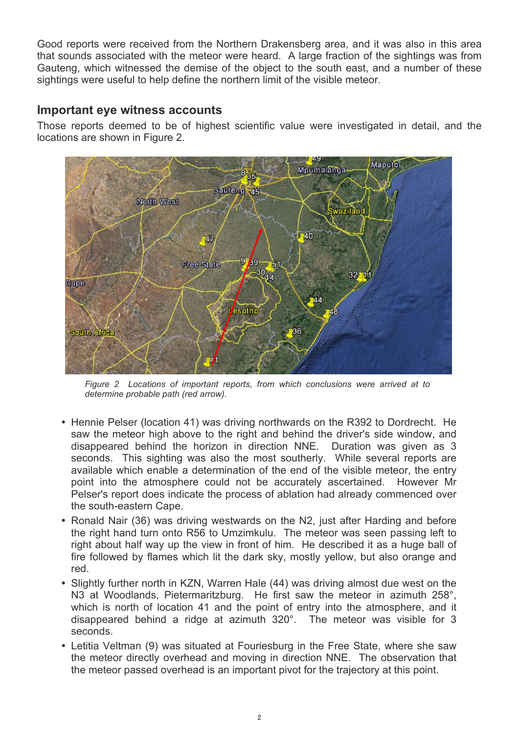Good reports were received from the Northern Drakensberg area, and it was also in this area that sounds associated with the meteor were heard. A large fraction of the sightings was from Gauteng, which witnessed the demise of the object to the south east, and a number of these sightings were useful to help define the northern limit of the visible meteor.

## Important eye witness accounts

Those reports deemed to be of highest scientific value were investigated in detail, and the locations are shown in Figure 2.

*Figure 2 Locations of important reports, from which conclusions were arrived at to determine probable path (red arrow).*

- Hennie Pelser (location 41) was driving northwards on the R392 to Dordrecht. He saw the meteor high above to the right and behind the driver's side window, and disappeared behind the horizon in direction NNE. Duration was given as 3 seconds. This sighting was also the most southerly. While several reports are available which enable a determination of the end of the visible meteor, the entry point into the atmosphere could not be accurately ascertained. However Mr Pelser's report does indicate the process of ablation had already commenced over the south-eastern Cape.
- Ronald Nair (36) was driving westwards on the N2, just after Harding and before the right hand turn onto R56 to Umzimkulu. The meteor was seen passing left to right about half way up the view in front of him. He described it as a huge ball of fire followed by flames which lit the dark sky, mostly yellow, but also orange and red.
- Slightly further north in KZN, Warren Hale (44) was driving almost due west on the N3 at Woodlands, Pietermaritzburg. He first saw the meteor in azimuth 258°, which is north of location 41 and the point of entry into the atmosphere, and it disappeared behind a ridge at azimuth 320°. The meteor was visible for 3 seconds.
- Letitia Veltman (9) was situated at Fouriesburg in the Free State, where she saw the meteor directly overhead and moving in direction NNE. The observation that the meteor passed overhead is an important pivot for the trajectory at this point.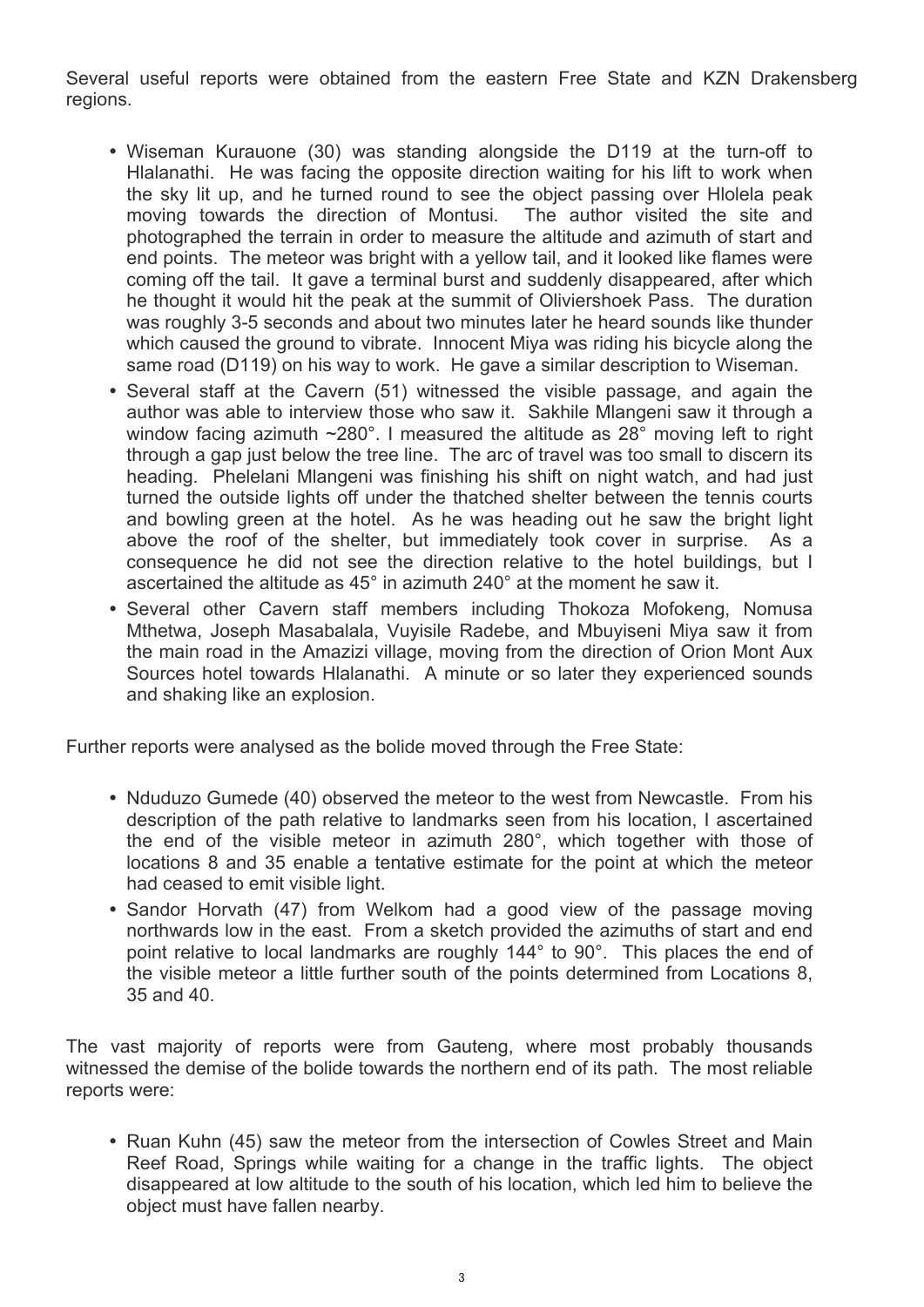Several useful reports were obtained from the eastern Free State and KZN Drakensberg regions.

- Wiseman Kurauone (30) was standing alongside the D119 at the turn-off to Hlalanathi. He was facing the opposite direction waiting for his lift to work when the sky lit up, and he turned round to see the object passing over Hlolela peak moving towards the direction of Montusi. The author visited the site and photographed the terrain in order to measure the altitude and azimuth of start and end points. The meteor was bright with a yellow tail, and it looked like flames were coming off the tail. It gave a terminal burst and suddenly disappeared, after which he thought it would hit the peak at the summit of Oliviershoek Pass. The duration was roughly 3-5 seconds and about two minutes later he heard sounds like thunder which caused the ground to vibrate. Innocent Miya was riding his bicycle along the same road (D119) on his way to work. He gave a similar description to Wiseman.
- Several staff at the Cavern (51) witnessed the visible passage, and again the author was able to interview those who saw it. Sakhile Mlangeni saw it through a window facing azimuth ~280°. I measured the altitude as 28° moving left to right through a gap just below the tree line. The arc of travel was too small to discern its heading. Phelelani Mlangeni was finishing his shift on night watch, and had just turned the outside lights off under the thatched shelter between the tennis courts and bowling green at the hotel. As he was heading out he saw the bright light above the roof of the shelter, but immediately took cover in surprise. As a consequence he did not see the direction relative to the hotel buildings, but I ascertained the altitude as 45° in azimuth 240° at the moment he saw it.
- Several other Cavern staff members including Thokoza Mofokeng, Nomusa Mthetwa, Joseph Masabalala, Vuyisile Radebe, and Mbuyiseni Miya saw it from the main road in the Amazizi village, moving from the direction of Orion Mont Aux Sources hotel towards Hlalanathi. A minute or so later they experienced sounds and shaking like an explosion.

Further reports were analysed as the bolide moved through the Free State:

- Nduduzo Gumede (40) observed the meteor to the west from Newcastle. From his description of the path relative to landmarks seen from his location, I ascertained the end of the visible meteor in azimuth 280°, which together with those of locations 8 and 35 enable a tentative estimate for the point at which the meteor had ceased to emit visible light.
- Sandor Horvath (47) from Welkom had a good view of the passage moving northwards low in the east. From a sketch provided the azimuths of start and end point relative to local landmarks are roughly 144° to 90°. This places the end of the visible meteor a little further south of the points determined from Locations 8, 35 and 40.

The vast majority of reports were from Gauteng, where most probably thousands witnessed the demise of the bolide towards the northern end of its path. The most reliable reports were:

- Ruan Kuhn (45) saw the meteor from the intersection of Cowles Street and Main Reef Road, Springs while waiting for a change in the traffic lights. The object disappeared at low altitude to the south of his location, which led him to believe the object must have fallen nearby.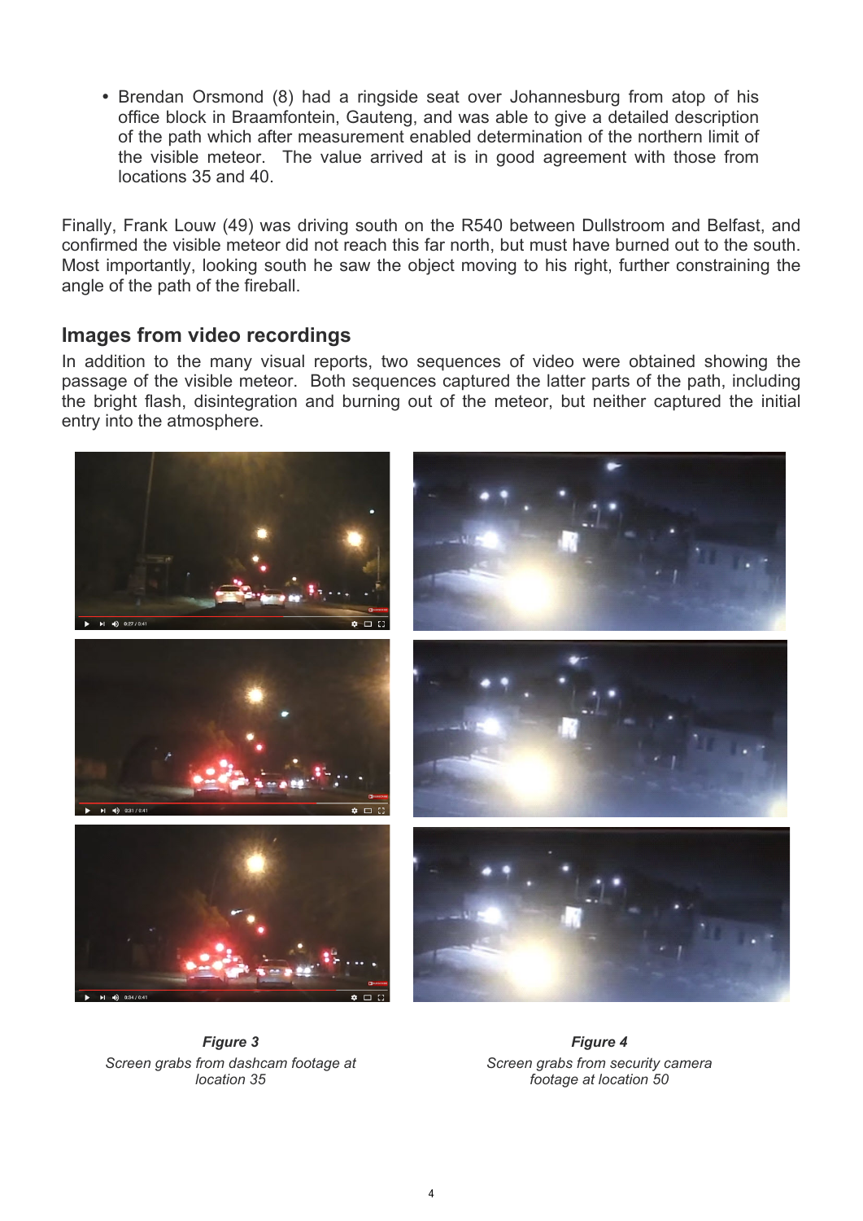- Brendan Orsmond (8) had a ringside seat over Johannesburg from atop of his office block in Braamfontein, Gauteng, and was able to give a detailed description of the path which after measurement enabled determination of the northern limit of the visible meteor. The value arrived at is in good agreement with those from locations 35 and 40.

Finally, Frank Louw (49) was driving south on the R540 between Dullstroom and Belfast, and confirmed the visible meteor did not reach this far north, but must have burned out to the south. Most importantly, looking south he saw the object moving to his right, further constraining the angle of the path of the fireball.

## Images from video recordings

In addition to the many visual reports, two sequences of video were obtained showing the passage of the visible meteor. Both sequences captured the latter parts of the path, including the bright flash, disintegration and burning out of the meteor, but neither captured the initial entry into the atmosphere.

***Figure 3***
*Screen grabs from dashcam footage at location 35*

***Figure 4***
*Screen grabs from security camera footage at location 50*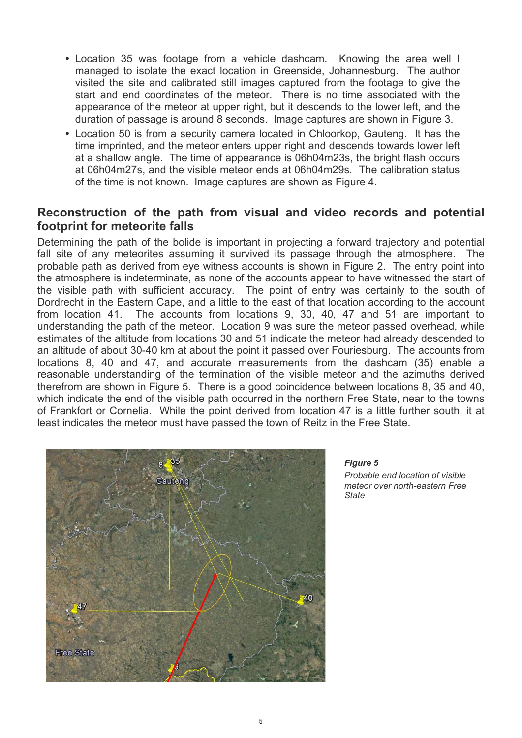- Location 35 was footage from a vehicle dashcam. Knowing the area well I managed to isolate the exact location in Greenside, Johannesburg. The author visited the site and calibrated still images captured from the footage to give the start and end coordinates of the meteor. There is no time associated with the appearance of the meteor at upper right, but it descends to the lower left, and the duration of passage is around 8 seconds. Image captures are shown in Figure 3.
- Location 50 is from a security camera located in Chloorkop, Gauteng. It has the time imprinted, and the meteor enters upper right and descends towards lower left at a shallow angle. The time of appearance is 06h04m23s, the bright flash occurs at 06h04m27s, and the visible meteor ends at 06h04m29s. The calibration status of the time is not known. Image captures are shown as Figure 4.

## Reconstruction of the path from visual and video records and potential footprint for meteorite falls

Determining the path of the bolide is important in projecting a forward trajectory and potential fall site of any meteorites assuming it survived its passage through the atmosphere. The probable path as derived from eye witness accounts is shown in Figure 2. The entry point into the atmosphere is indeterminate, as none of the accounts appear to have witnessed the start of the visible path with sufficient accuracy. The point of entry was certainly to the south of Dordrecht in the Eastern Cape, and a little to the east of that location according to the account from location 41. The accounts from locations 9, 30, 40, 47 and 51 are important to understanding the path of the meteor. Location 9 was sure the meteor passed overhead, while estimates of the altitude from locations 30 and 51 indicate the meteor had already descended to an altitude of about 30-40 km at about the point it passed over Fouriesburg. The accounts from locations 8, 40 and 47, and accurate measurements from the dashcam (35) enable a reasonable understanding of the termination of the visible meteor and the azimuths derived therefrom are shown in Figure 5. There is a good coincidence between locations 8, 35 and 40, which indicate the end of the visible path occurred in the northern Free State, near to the towns of Frankfort or Cornelia. While the point derived from location 47 is a little further south, it at least indicates the meteor must have passed the town of Reitz in the Free State.

***Figure 5***

*Probable end location of visible meteor over north-eastern Free State*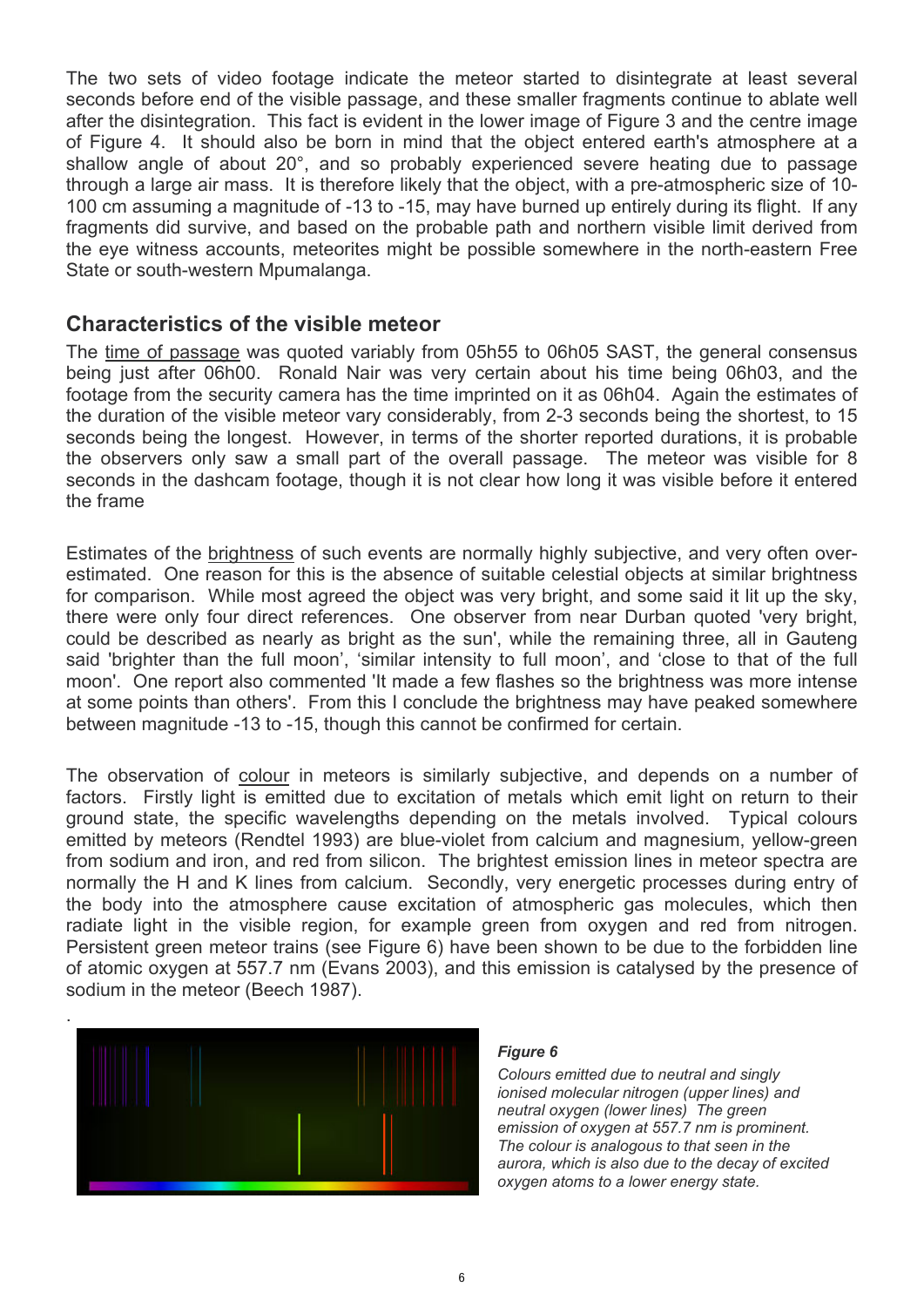The two sets of video footage indicate the meteor started to disintegrate at least several seconds before end of the visible passage, and these smaller fragments continue to ablate well after the disintegration. This fact is evident in the lower image of Figure 3 and the centre image of Figure 4. It should also be born in mind that the object entered earth's atmosphere at a shallow angle of about 20°, and so probably experienced severe heating due to passage through a large air mass. It is therefore likely that the object, with a pre-atmospheric size of 10-100 cm assuming a magnitude of -13 to -15, may have burned up entirely during its flight. If any fragments did survive, and based on the probable path and northern visible limit derived from the eye witness accounts, meteorites might be possible somewhere in the north-eastern Free State or south-western Mpumalanga.

## Characteristics of the visible meteor

The time of passage was quoted variably from 05h55 to 06h05 SAST, the general consensus being just after 06h00. Ronald Nair was very certain about his time being 06h03, and the footage from the security camera has the time imprinted on it as 06h04. Again the estimates of the duration of the visible meteor vary considerably, from 2-3 seconds being the shortest, to 15 seconds being the longest. However, in terms of the shorter reported durations, it is probable the observers only saw a small part of the overall passage. The meteor was visible for 8 seconds in the dashcam footage, though it is not clear how long it was visible before it entered the frame

Estimates of the brightness of such events are normally highly subjective, and very often over-estimated. One reason for this is the absence of suitable celestial objects at similar brightness for comparison. While most agreed the object was very bright, and some said it lit up the sky, there were only four direct references. One observer from near Durban quoted 'very bright, could be described as nearly as bright as the sun', while the remaining three, all in Gauteng said 'brighter than the full moon', 'similar intensity to full moon', and 'close to that of the full moon'. One report also commented 'It made a few flashes so the brightness was more intense at some points than others'. From this I conclude the brightness may have peaked somewhere between magnitude -13 to -15, though this cannot be confirmed for certain.

The observation of colour in meteors is similarly subjective, and depends on a number of factors. Firstly light is emitted due to excitation of metals which emit light on return to their ground state, the specific wavelengths depending on the metals involved. Typical colours emitted by meteors (Rendtel 1993) are blue-violet from calcium and magnesium, yellow-green from sodium and iron, and red from silicon. The brightest emission lines in meteor spectra are normally the H and K lines from calcium. Secondly, very energetic processes during entry of the body into the atmosphere cause excitation of atmospheric gas molecules, which then radiate light in the visible region, for example green from oxygen and red from nitrogen. Persistent green meteor trains (see Figure 6) have been shown to be due to the forbidden line of atomic oxygen at 557.7 nm (Evans 2003), and this emission is catalysed by the presence of sodium in the meteor (Beech 1987).

*Figure 6*

*Colours emitted due to neutral and singly ionised molecular nitrogen (upper lines) and neutral oxygen (lower lines) The green emission of oxygen at 557.7 nm is prominent. The colour is analogous to that seen in the aurora, which is also due to the decay of excited oxygen atoms to a lower energy state.*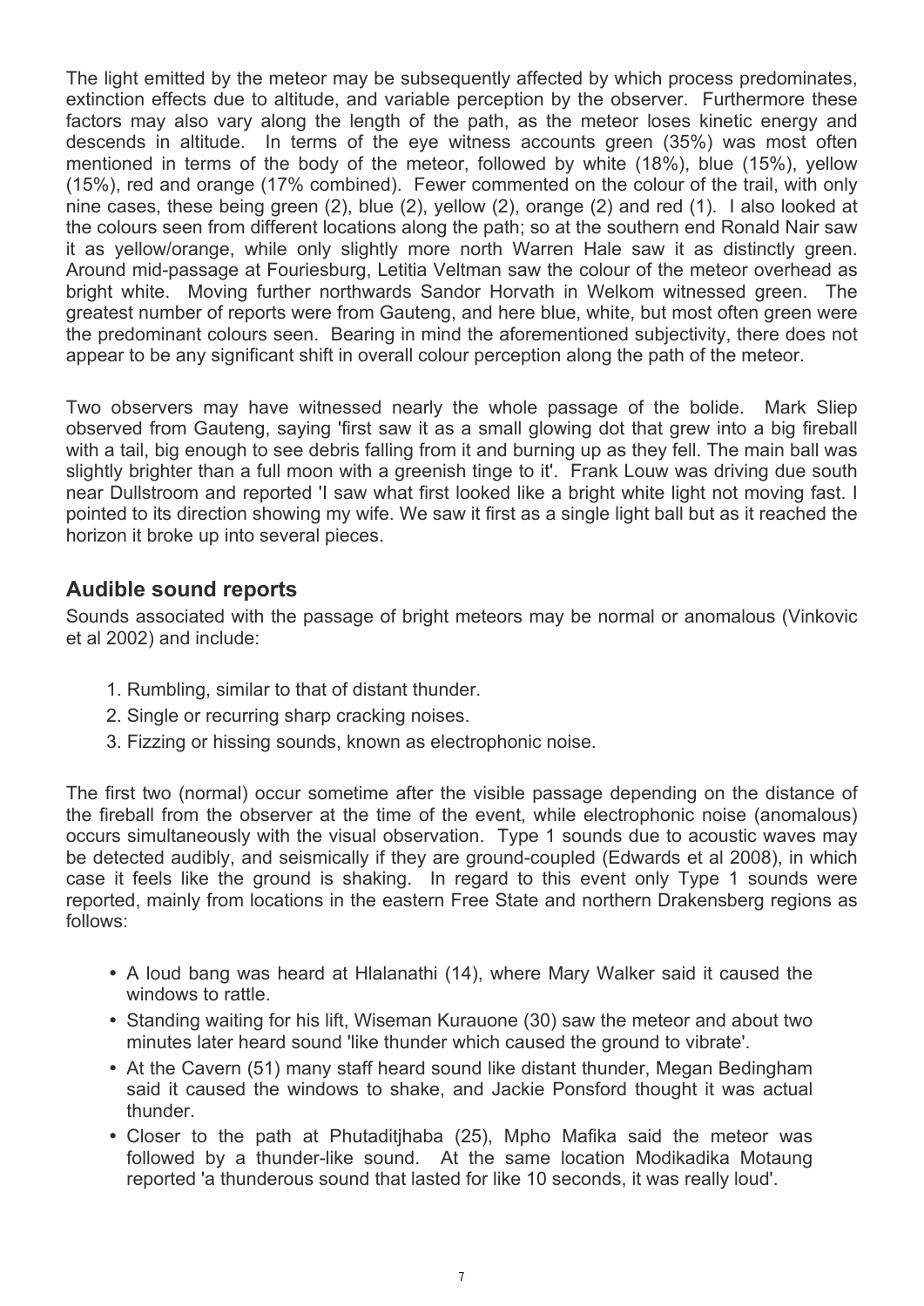The light emitted by the meteor may be subsequently affected by which process predominates, extinction effects due to altitude, and variable perception by the observer. Furthermore these factors may also vary along the length of the path, as the meteor loses kinetic energy and descends in altitude. In terms of the eye witness accounts green (35%) was most often mentioned in terms of the body of the meteor, followed by white (18%), blue (15%), yellow (15%), red and orange (17% combined). Fewer commented on the colour of the trail, with only nine cases, these being green (2), blue (2), yellow (2), orange (2) and red (1). I also looked at the colours seen from different locations along the path; so at the southern end Ronald Nair saw it as yellow/orange, while only slightly more north Warren Hale saw it as distinctly green. Around mid-passage at Fouriesburg, Letitia Veltman saw the colour of the meteor overhead as bright white. Moving further northwards Sandor Horvath in Welkom witnessed green. The greatest number of reports were from Gauteng, and here blue, white, but most often green were the predominant colours seen. Bearing in mind the aforementioned subjectivity, there does not appear to be any significant shift in overall colour perception along the path of the meteor.

Two observers may have witnessed nearly the whole passage of the bolide. Mark Sliep observed from Gauteng, saying 'first saw it as a small glowing dot that grew into a big fireball with a tail, big enough to see debris falling from it and burning up as they fell. The main ball was slightly brighter than a full moon with a greenish tinge to it'. Frank Louw was driving due south near Dullstroom and reported 'I saw what first looked like a bright white light not moving fast. I pointed to its direction showing my wife. We saw it first as a single light ball but as it reached the horizon it broke up into several pieces.

## Audible sound reports

Sounds associated with the passage of bright meteors may be normal or anomalous (Vinkovic et al 2002) and include:

1. Rumbling, similar to that of distant thunder.
2. Single or recurring sharp cracking noises.
3. Fizzing or hissing sounds, known as electrophonic noise.

The first two (normal) occur sometime after the visible passage depending on the distance of the fireball from the observer at the time of the event, while electrophonic noise (anomalous) occurs simultaneously with the visual observation. Type 1 sounds due to acoustic waves may be detected audibly, and seismically if they are ground-coupled (Edwards et al 2008), in which case it feels like the ground is shaking. In regard to this event only Type 1 sounds were reported, mainly from locations in the eastern Free State and northern Drakensberg regions as follows:

- A loud bang was heard at Hlalanathi (14), where Mary Walker said it caused the windows to rattle.
- Standing waiting for his lift, Wiseman Kurauone (30) saw the meteor and about two minutes later heard sound 'like thunder which caused the ground to vibrate'.
- At the Cavern (51) many staff heard sound like distant thunder, Megan Bedingham said it caused the windows to shake, and Jackie Ponsford thought it was actual thunder.
- Closer to the path at Phutaditjhaba (25), Mpho Mafika said the meteor was followed by a thunder-like sound. At the same location Modikadika Motaung reported 'a thunderous sound that lasted for like 10 seconds, it was really loud'.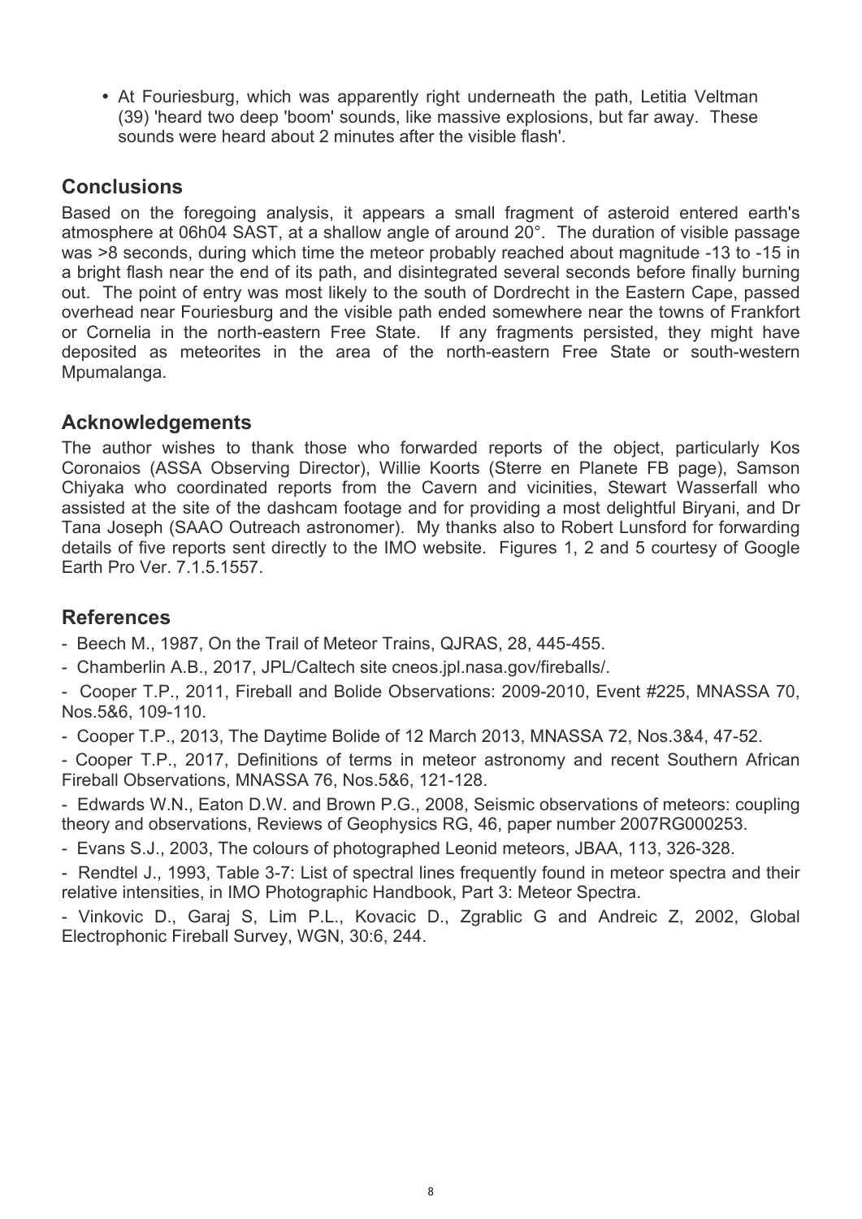- At Fouriesburg, which was apparently right underneath the path, Letitia Veltman (39) 'heard two deep 'boom' sounds, like massive explosions, but far away. These sounds were heard about 2 minutes after the visible flash'.

## Conclusions

Based on the foregoing analysis, it appears a small fragment of asteroid entered earth's atmosphere at 06h04 SAST, at a shallow angle of around 20°. The duration of visible passage was >8 seconds, during which time the meteor probably reached about magnitude -13 to -15 in a bright flash near the end of its path, and disintegrated several seconds before finally burning out. The point of entry was most likely to the south of Dordrecht in the Eastern Cape, passed overhead near Fouriesburg and the visible path ended somewhere near the towns of Frankfort or Cornelia in the north-eastern Free State. If any fragments persisted, they might have deposited as meteorites in the area of the north-eastern Free State or south-western Mpumalanga.

## Acknowledgements

The author wishes to thank those who forwarded reports of the object, particularly Kos Coronaios (ASSA Observing Director), Willie Koorts (Sterre en Planete FB page), Samson Chiyaka who coordinated reports from the Cavern and vicinities, Stewart Wasserfall who assisted at the site of the dashcam footage and for providing a most delightful Biryani, and Dr Tana Joseph (SAAO Outreach astronomer). My thanks also to Robert Lunsford for forwarding details of five reports sent directly to the IMO website. Figures 1, 2 and 5 courtesy of Google Earth Pro Ver. 7.1.5.1557.

## References

- Beech M., 1987, On the Trail of Meteor Trains, QJRAS, 28, 445-455.
- Chamberlin A.B., 2017, JPL/Caltech site cneos.jpl.nasa.gov/fireballs/.
- Cooper T.P., 2011, Fireball and Bolide Observations: 2009-2010, Event #225, MNASSA 70, Nos.5&6, 109-110.
- Cooper T.P., 2013, The Daytime Bolide of 12 March 2013, MNASSA 72, Nos.3&4, 47-52.
- Cooper T.P., 2017, Definitions of terms in meteor astronomy and recent Southern African Fireball Observations, MNASSA 76, Nos.5&6, 121-128.
- Edwards W.N., Eaton D.W. and Brown P.G., 2008, Seismic observations of meteors: coupling theory and observations, Reviews of Geophysics RG, 46, paper number 2007RG000253.
- Evans S.J., 2003, The colours of photographed Leonid meteors, JBAA, 113, 326-328.
- Rendtel J., 1993, Table 3-7: List of spectral lines frequently found in meteor spectra and their relative intensities, in IMO Photographic Handbook, Part 3: Meteor Spectra.
- Vinkovic D., Garaj S, Lim P.L., Kovacic D., Zgrablic G and Andreic Z, 2002, Global Electrophonic Fireball Survey, WGN, 30:6, 244.